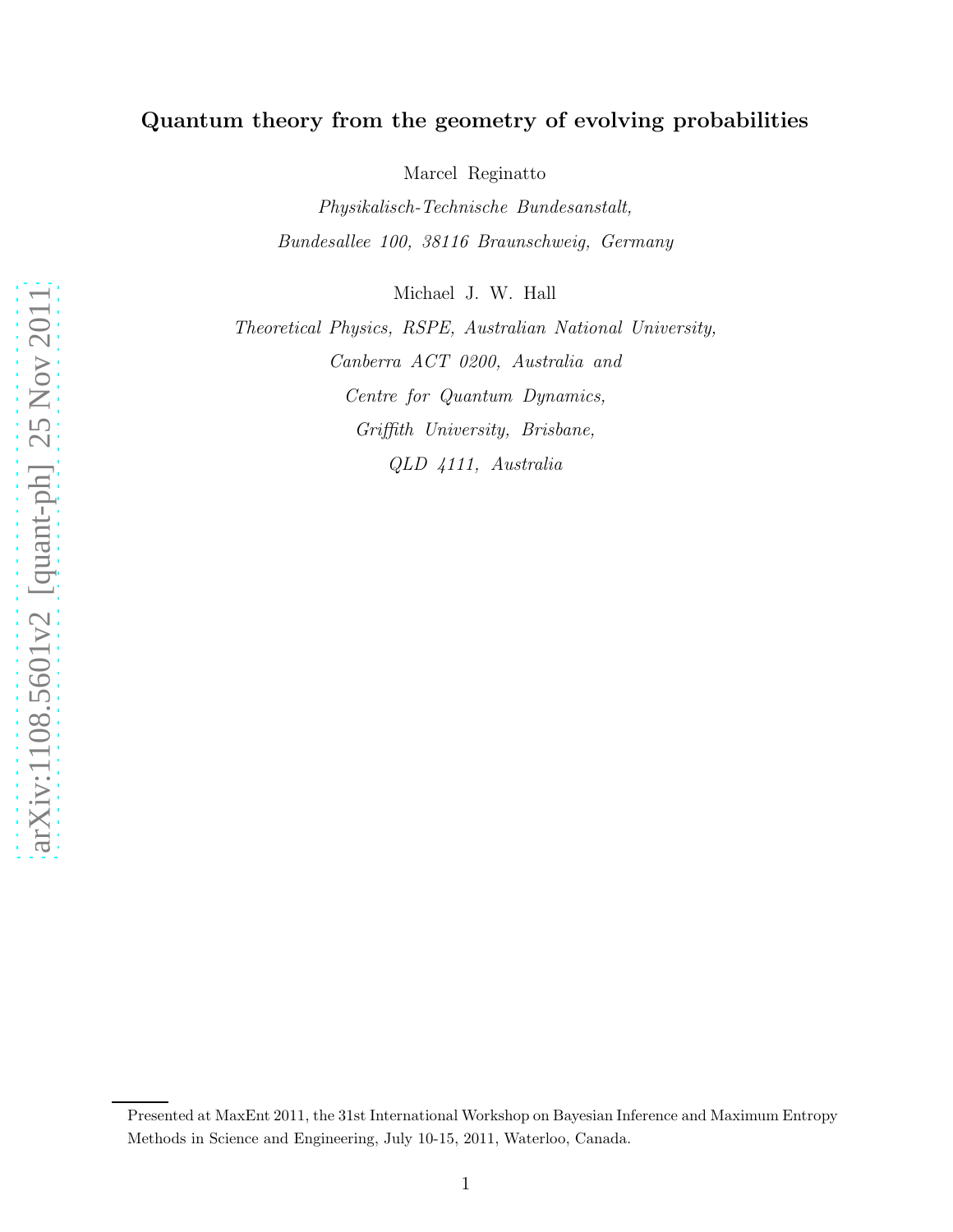# Quantum theory from the geometry of evolving probabilities

Marcel Reginatto

*Physikalisch-Technische Bundesanstalt,*
*Bundesallee 100, 38116 Braunschweig, Germany*

Michael J. W. Hall

*Theoretical Physics, RSPE, Australian National University,*
*Canberra ACT 0200, Australia and*
*Centre for Quantum Dynamics,*
*Griffith University, Brisbane,*
*QLD 4111, Australia*

---

Presented at MaxEnt 2011, the 31st International Workshop on Bayesian Inference and Maximum Entropy Methods in Science and Engineering, July 10-15, 2011, Waterloo, Canada.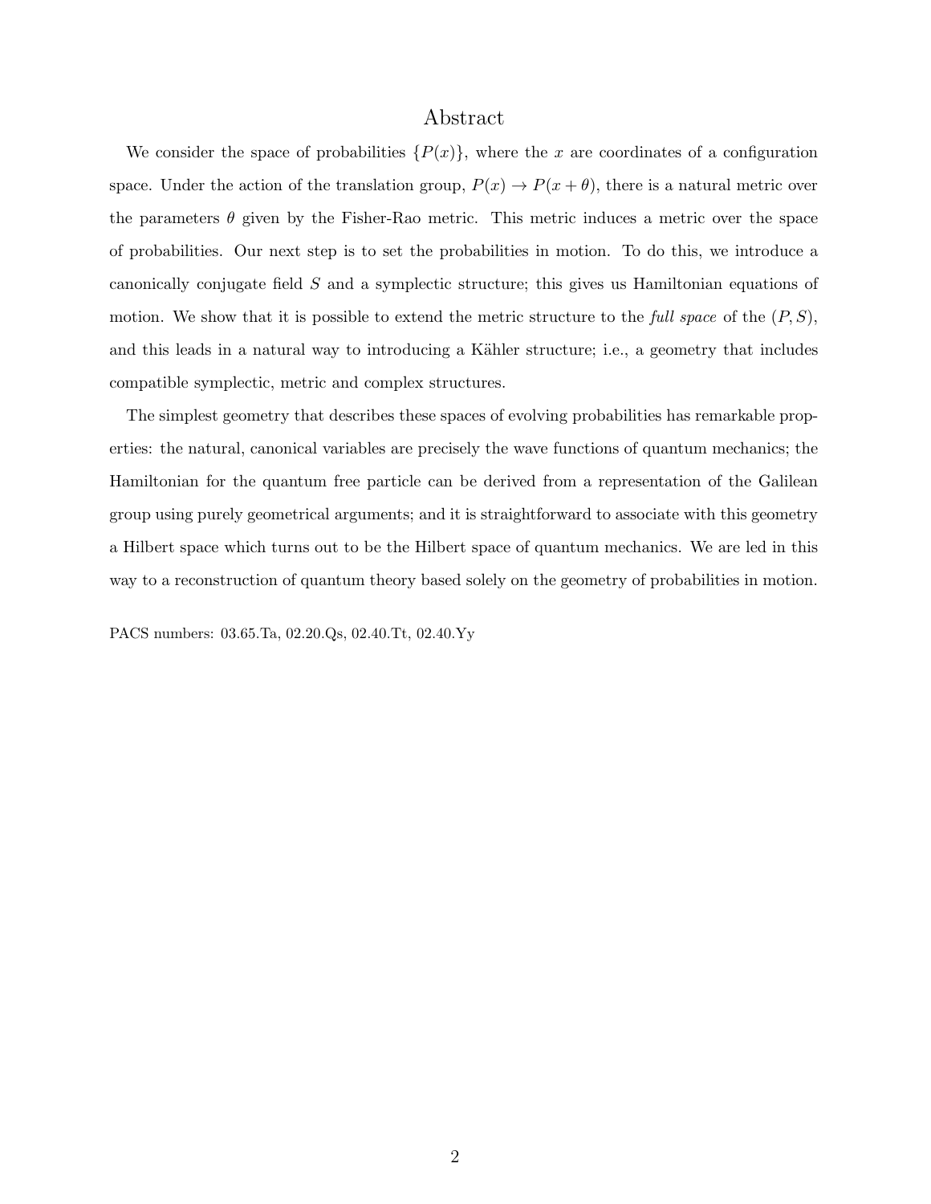## Abstract

We consider the space of probabilities $\{P(x)\}$, where the $x$ are coordinates of a configuration space. Under the action of the translation group, $P(x) \to P(x + \theta)$, there is a natural metric over the parameters $\theta$ given by the Fisher-Rao metric. This metric induces a metric over the space of probabilities. Our next step is to set the probabilities in motion. To do this, we introduce a canonically conjugate field $S$ and a symplectic structure; this gives us Hamiltonian equations of motion. We show that it is possible to extend the metric structure to the *full space* of the $(P, S)$, and this leads in a natural way to introducing a Kähler structure; i.e., a geometry that includes compatible symplectic, metric and complex structures.

The simplest geometry that describes these spaces of evolving probabilities has remarkable properties: the natural, canonical variables are precisely the wave functions of quantum mechanics; the Hamiltonian for the quantum free particle can be derived from a representation of the Galilean group using purely geometrical arguments; and it is straightforward to associate with this geometry a Hilbert space which turns out to be the Hilbert space of quantum mechanics. We are led in this way to a reconstruction of quantum theory based solely on the geometry of probabilities in motion.

PACS numbers: 03.65.Ta, 02.20.Qs, 02.40.Tt, 02.40.Yy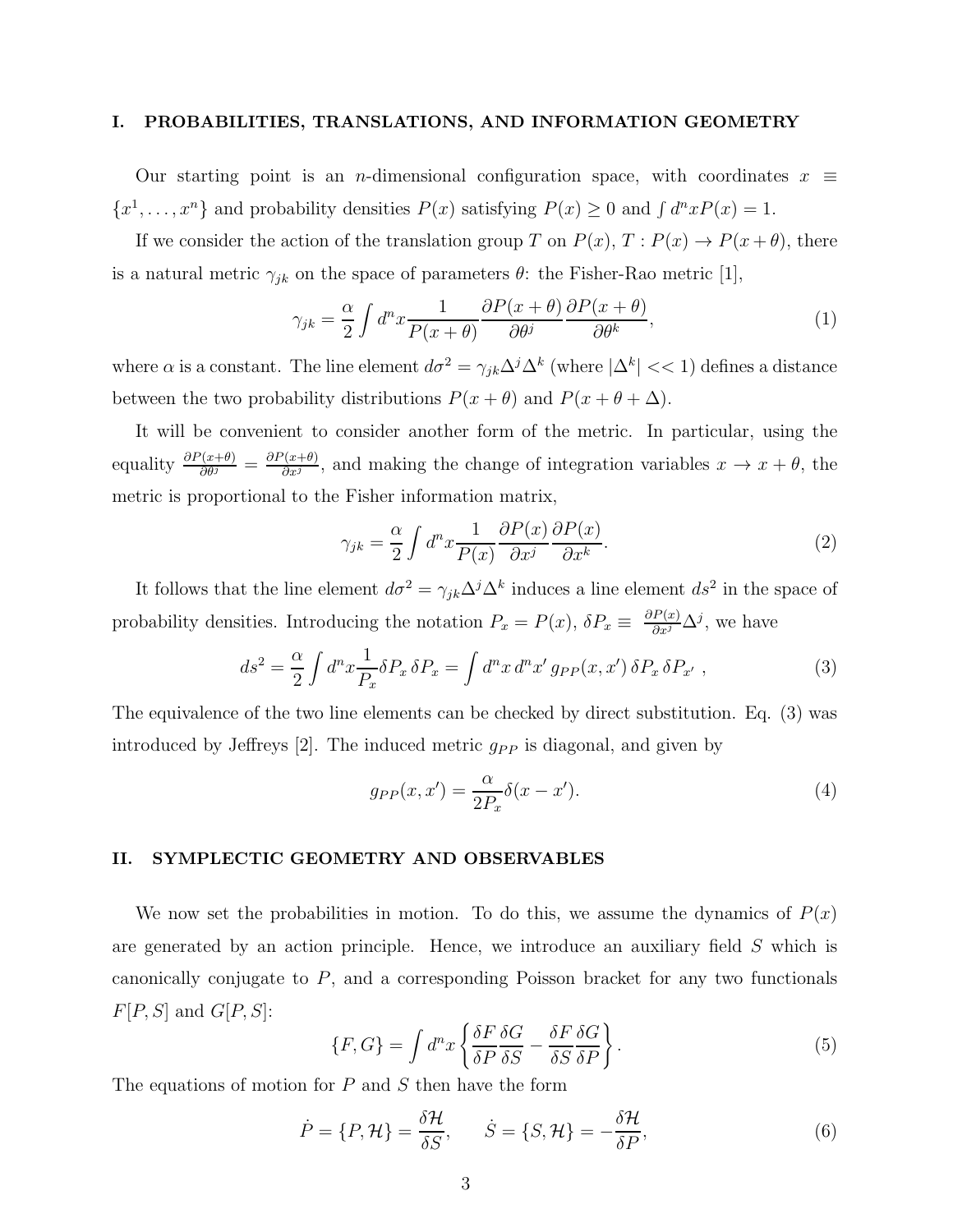## I. PROBABILITIES, TRANSLATIONS, AND INFORMATION GEOMETRY

Our starting point is an $n$-dimensional configuration space, with coordinates $x \equiv \{x^1, \ldots, x^n\}$ and probability densities $P(x)$ satisfying $P(x) \geq 0$ and $\int d^n x P(x) = 1$.

If we consider the action of the translation group $T$ on $P(x)$, $T : P(x) \to P(x + \theta)$, there is a natural metric $\gamma_{jk}$ on the space of parameters $\theta$: the Fisher-Rao metric [1],

$$\gamma_{jk} = \frac{\alpha}{2} \int d^n x \frac{1}{P(x+\theta)} \frac{\partial P(x+\theta)}{\partial \theta^j} \frac{\partial P(x+\theta)}{\partial \theta^k}, \tag{1}$$

where $\alpha$ is a constant. The line element $d\sigma^2 = \gamma_{jk} \Delta^j \Delta^k$ (where $|\Delta^k| << 1$) defines a distance between the two probability distributions $P(x+\theta)$ and $P(x+\theta+\Delta)$.

It will be convenient to consider another form of the metric. In particular, using the equality $\frac{\partial P(x+\theta)}{\partial \theta^j} = \frac{\partial P(x+\theta)}{\partial x^j}$, and making the change of integration variables $x \to x + \theta$, the metric is proportional to the Fisher information matrix,

$$\gamma_{jk} = \frac{\alpha}{2} \int d^n x \frac{1}{P(x)} \frac{\partial P(x)}{\partial x^j} \frac{\partial P(x)}{\partial x^k}. \tag{2}$$

It follows that the line element $d\sigma^2 = \gamma_{jk} \Delta^j \Delta^k$ induces a line element $ds^2$ in the space of probability densities. Introducing the notation $P_x = P(x)$, $\delta P_x \equiv \frac{\partial P(x)}{\partial x^j} \Delta^j$, we have

$$ds^2 = \frac{\alpha}{2} \int d^n x \frac{1}{P_x} \delta P_x \, \delta P_x = \int d^n x \, d^n x' \, g_{PP}(x, x') \, \delta P_x \, \delta P_{x'} \ , \tag{3}$$

The equivalence of the two line elements can be checked by direct substitution. Eq. (3) was introduced by Jeffreys [2]. The induced metric $g_{PP}$ is diagonal, and given by

$$g_{PP}(x, x') = \frac{\alpha}{2 P_x} \delta(x - x'). \tag{4}$$

## II. SYMPLECTIC GEOMETRY AND OBSERVABLES

We now set the probabilities in motion. To do this, we assume the dynamics of $P(x)$ are generated by an action principle. Hence, we introduce an auxiliary field $S$ which is canonically conjugate to $P$, and a corresponding Poisson bracket for any two functionals $F[P, S]$ and $G[P, S]$:

$$\{F, G\} = \int d^n x \left\{ \frac{\delta F}{\delta P} \frac{\delta G}{\delta S} - \frac{\delta F}{\delta S} \frac{\delta G}{\delta P} \right\}. \tag{5}$$

The equations of motion for $P$ and $S$ then have the form

$$\dot{P} = \{P, \mathcal{H}\} = \frac{\delta \mathcal{H}}{\delta S}, \qquad \dot{S} = \{S, \mathcal{H}\} = -\frac{\delta \mathcal{H}}{\delta P}, \tag{6}$$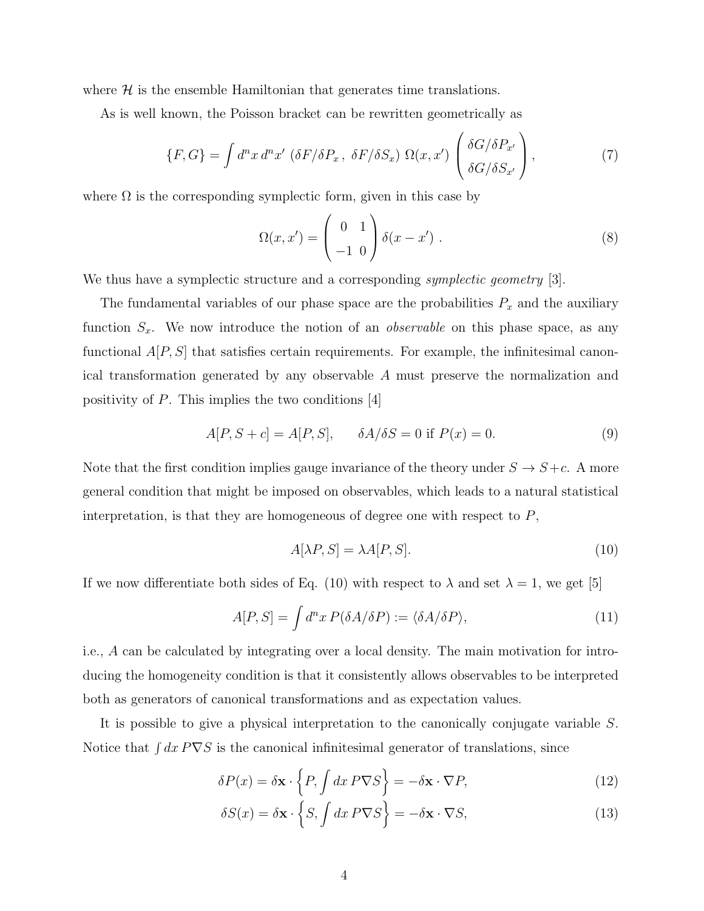where $\mathcal{H}$ is the ensemble Hamiltonian that generates time translations.

As is well known, the Poisson bracket can be rewritten geometrically as

$$\{F, G\} = \int d^n x\, d^n x' \; (\delta F/\delta P_x \,,\; \delta F/\delta S_x)\; \Omega(x, x') \begin{pmatrix} \delta G/\delta P_{x'} \\ \delta G/\delta S_{x'} \end{pmatrix}, \tag{7}$$

where $\Omega$ is the corresponding symplectic form, given in this case by

$$\Omega(x, x') = \begin{pmatrix} 0 & 1 \\ -1 & 0 \end{pmatrix} \delta(x - x') \; . \tag{8}$$

We thus have a symplectic structure and a corresponding *symplectic geometry* [3].

The fundamental variables of our phase space are the probabilities $P_x$ and the auxiliary function $S_x$. We now introduce the notion of an *observable* on this phase space, as any functional $A[P, S]$ that satisfies certain requirements. For example, the infinitesimal canonical transformation generated by any observable $A$ must preserve the normalization and positivity of $P$. This implies the two conditions [4]

$$A[P, S + c] = A[P, S], \qquad \delta A/\delta S = 0 \text{ if } P(x) = 0. \tag{9}$$

Note that the first condition implies gauge invariance of the theory under $S \to S + c$. A more general condition that might be imposed on observables, which leads to a natural statistical interpretation, is that they are homogeneous of degree one with respect to $P$,

$$A[\lambda P, S] = \lambda A[P, S]. \tag{10}$$

If we now differentiate both sides of Eq. (10) with respect to $\lambda$ and set $\lambda = 1$, we get [5]

$$A[P, S] = \int d^n x\, P(\delta A/\delta P) := \langle \delta A/\delta P \rangle, \tag{11}$$

i.e., $A$ can be calculated by integrating over a local density. The main motivation for introducing the homogeneity condition is that it consistently allows observables to be interpreted both as generators of canonical transformations and as expectation values.

It is possible to give a physical interpretation to the canonically conjugate variable $S$. Notice that $\int dx\, P \nabla S$ is the canonical infinitesimal generator of translations, since

$$\delta P(x) = \delta \mathbf{x} \cdot \left\{ P, \int dx\, P \nabla S \right\} = -\delta \mathbf{x} \cdot \nabla P, \tag{12}$$

$$\delta S(x) = \delta \mathbf{x} \cdot \left\{ S, \int dx\, P \nabla S \right\} = -\delta \mathbf{x} \cdot \nabla S, \tag{13}$$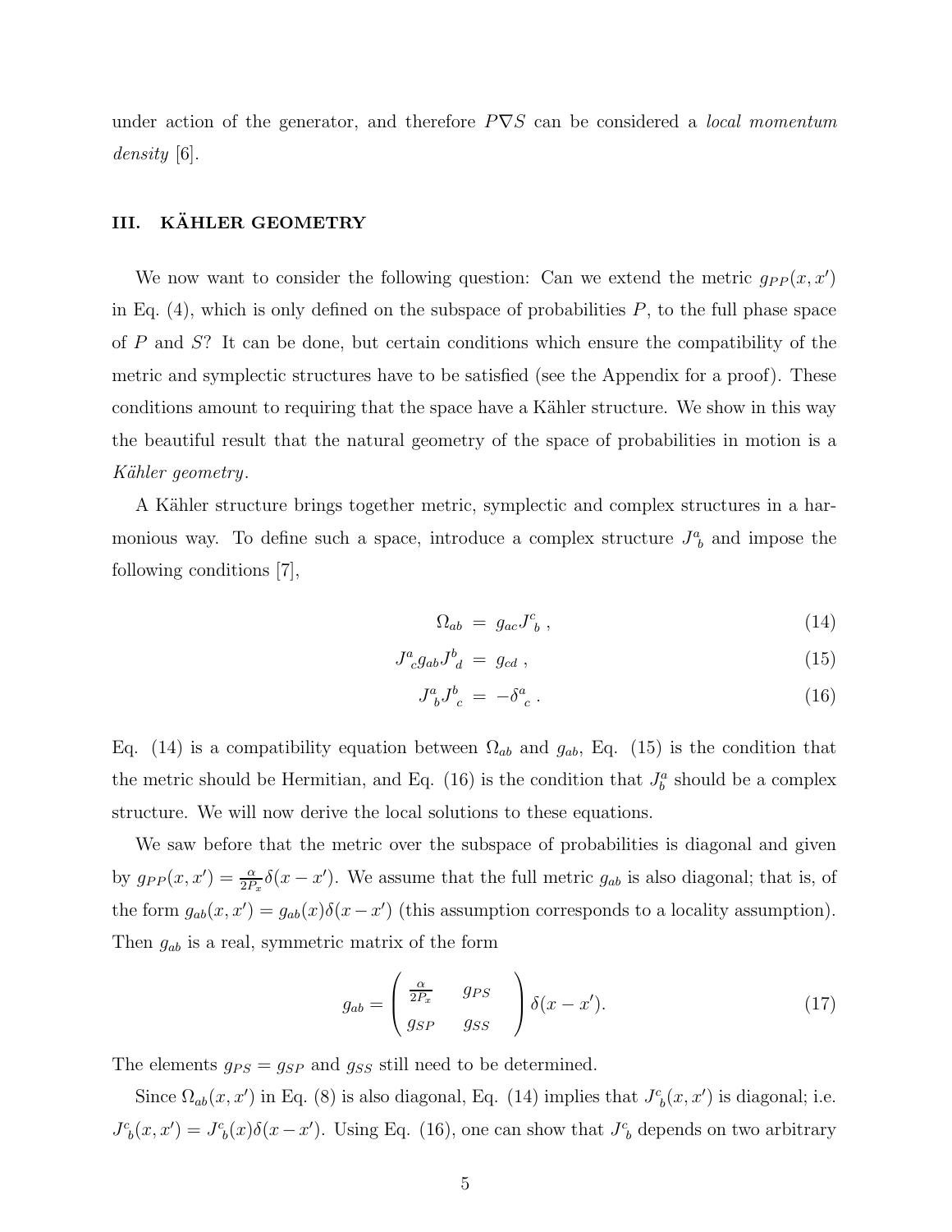under action of the generator, and therefore $P\nabla S$ can be considered a *local momentum density* [6].

## III. KÄHLER GEOMETRY

We now want to consider the following question: Can we extend the metric $g_{PP}(x, x')$ in Eq. (4), which is only defined on the subspace of probabilities $P$, to the full phase space of $P$ and $S$? It can be done, but certain conditions which ensure the compatibility of the metric and symplectic structures have to be satisfied (see the Appendix for a proof). These conditions amount to requiring that the space have a Kähler structure. We show in this way the beautiful result that the natural geometry of the space of probabilities in motion is a *Kähler geometry*.

A Kähler structure brings together metric, symplectic and complex structures in a harmonious way. To define such a space, introduce a complex structure $J^a_{\ b}$ and impose the following conditions [7],

$$\Omega_{ab} = g_{ac} J^c_{\ b} \,, \tag{14}$$

$$J^a_{\ c} g_{ab} J^b_{\ d} = g_{cd} \,, \tag{15}$$

$$J^a_{\ b} J^b_{\ c} = -\delta^a_{\ c} \,. \tag{16}$$

Eq. (14) is a compatibility equation between $\Omega_{ab}$ and $g_{ab}$, Eq. (15) is the condition that the metric should be Hermitian, and Eq. (16) is the condition that $J^a_b$ should be a complex structure. We will now derive the local solutions to these equations.

We saw before that the metric over the subspace of probabilities is diagonal and given by $g_{PP}(x, x') = \frac{\alpha}{2P_x}\delta(x - x')$. We assume that the full metric $g_{ab}$ is also diagonal; that is, of the form $g_{ab}(x, x') = g_{ab}(x)\delta(x - x')$ (this assumption corresponds to a locality assumption). Then $g_{ab}$ is a real, symmetric matrix of the form

$$g_{ab} = \begin{pmatrix} \frac{\alpha}{2P_x} & g_{PS} \\ g_{SP} & g_{SS} \end{pmatrix} \delta(x - x'). \tag{17}$$

The elements $g_{PS} = g_{SP}$ and $g_{SS}$ still need to be determined.

Since $\Omega_{ab}(x, x')$ in Eq. (8) is also diagonal, Eq. (14) implies that $J^c_{\ b}(x, x')$ is diagonal; i.e. $J^c_{\ b}(x, x') = J^c_{\ b}(x)\delta(x - x')$. Using Eq. (16), one can show that $J^c_{\ b}$ depends on two arbitrary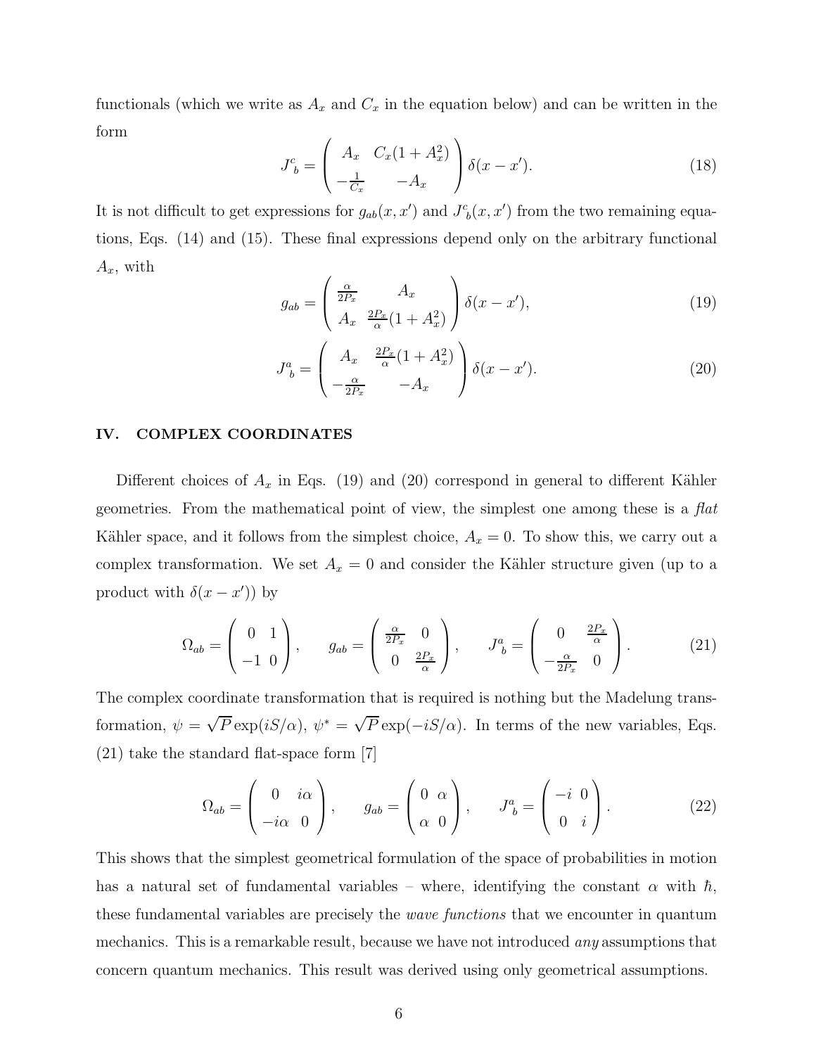functionals (which we write as $A_x$ and $C_x$ in the equation below) and can be written in the form

$$J^c{}_b = \begin{pmatrix} A_x & C_x(1+A_x^2) \\ -\frac{1}{C_x} & -A_x \end{pmatrix} \delta(x-x'). \tag{18}$$

It is not difficult to get expressions for $g_{ab}(x,x')$ and $J^c{}_b(x,x')$ from the two remaining equations, Eqs. (14) and (15). These final expressions depend only on the arbitrary functional $A_x$, with

$$g_{ab} = \begin{pmatrix} \frac{\alpha}{2P_x} & A_x \\ A_x & \frac{2P_x}{\alpha}(1+A_x^2) \end{pmatrix} \delta(x-x'), \tag{19}$$

$$J^a{}_b = \begin{pmatrix} A_x & \frac{2P_x}{\alpha}(1+A_x^2) \\ -\frac{\alpha}{2P_x} & -A_x \end{pmatrix} \delta(x-x'). \tag{20}$$

## IV. COMPLEX COORDINATES

Different choices of $A_x$ in Eqs. (19) and (20) correspond in general to different Kähler geometries. From the mathematical point of view, the simplest one among these is a *flat* Kähler space, and it follows from the simplest choice, $A_x = 0$. To show this, we carry out a complex transformation. We set $A_x = 0$ and consider the Kähler structure given (up to a product with $\delta(x-x')$) by

$$\Omega_{ab} = \begin{pmatrix} 0 & 1 \\ -1 & 0 \end{pmatrix}, \qquad g_{ab} = \begin{pmatrix} \frac{\alpha}{2P_x} & 0 \\ 0 & \frac{2P_x}{\alpha} \end{pmatrix}, \qquad J^a{}_b = \begin{pmatrix} 0 & \frac{2P_x}{\alpha} \\ -\frac{\alpha}{2P_x} & 0 \end{pmatrix}. \tag{21}$$

The complex coordinate transformation that is required is nothing but the Madelung transformation, $\psi = \sqrt{P}\exp(iS/\alpha)$, $\psi^* = \sqrt{P}\exp(-iS/\alpha)$. In terms of the new variables, Eqs. (21) take the standard flat-space form [7]

$$\Omega_{ab} = \begin{pmatrix} 0 & i\alpha \\ -i\alpha & 0 \end{pmatrix}, \qquad g_{ab} = \begin{pmatrix} 0 & \alpha \\ \alpha & 0 \end{pmatrix}, \qquad J^a{}_b = \begin{pmatrix} -i & 0 \\ 0 & i \end{pmatrix}. \tag{22}$$

This shows that the simplest geometrical formulation of the space of probabilities in motion has a natural set of fundamental variables – where, identifying the constant $\alpha$ with $\hbar$, these fundamental variables are precisely the *wave functions* that we encounter in quantum mechanics. This is a remarkable result, because we have not introduced *any* assumptions that concern quantum mechanics. This result was derived using only geometrical assumptions.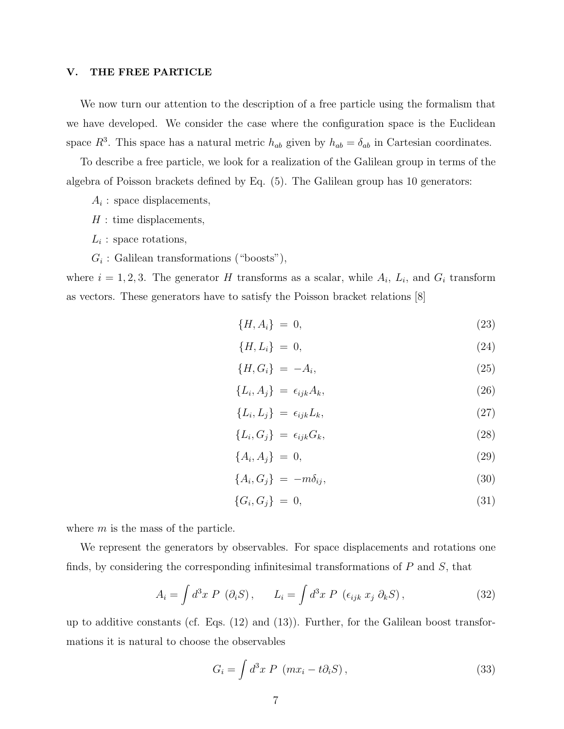## V. THE FREE PARTICLE

We now turn our attention to the description of a free particle using the formalism that we have developed. We consider the case where the configuration space is the Euclidean space $R^3$. This space has a natural metric $h_{ab}$ given by $h_{ab} = \delta_{ab}$ in Cartesian coordinates.

To describe a free particle, we look for a realization of the Galilean group in terms of the algebra of Poisson brackets defined by Eq. (5). The Galilean group has 10 generators:

$A_i$ : space displacements,

$H$ : time displacements,

$L_i$ : space rotations,

$G_i$ : Galilean transformations ("boosts"),

where $i = 1, 2, 3$. The generator $H$ transforms as a scalar, while $A_i$, $L_i$, and $G_i$ transform as vectors. These generators have to satisfy the Poisson bracket relations [8]

$$\{H, A_i\} = 0, \tag{23}$$

$$\{H, L_i\} = 0, \tag{24}$$

$$\{H, G_i\} = -A_i, \tag{25}$$

$$\{L_i, A_j\} = \epsilon_{ijk} A_k, \tag{26}$$

$$\{L_i, L_j\} = \epsilon_{ijk} L_k, \tag{27}$$

$$\{L_i, G_j\} = \epsilon_{ijk} G_k, \tag{28}$$

$$\{A_i, A_j\} = 0, \tag{29}$$

$$\{A_i, G_j\} = -m\delta_{ij}, \tag{30}$$

$$\{G_i, G_j\} = 0, \tag{31}$$

where $m$ is the mass of the particle.

We represent the generators by observables. For space displacements and rotations one finds, by considering the corresponding infinitesimal transformations of $P$ and $S$, that

$$A_i = \int d^3x \; P \; (\partial_i S), \qquad L_i = \int d^3x \; P \; (\epsilon_{ijk} \; x_j \; \partial_k S), \tag{32}$$

up to additive constants (cf. Eqs. (12) and (13)). Further, for the Galilean boost transformations it is natural to choose the observables

$$G_i = \int d^3x \; P \; (m x_i - t\partial_i S), \tag{33}$$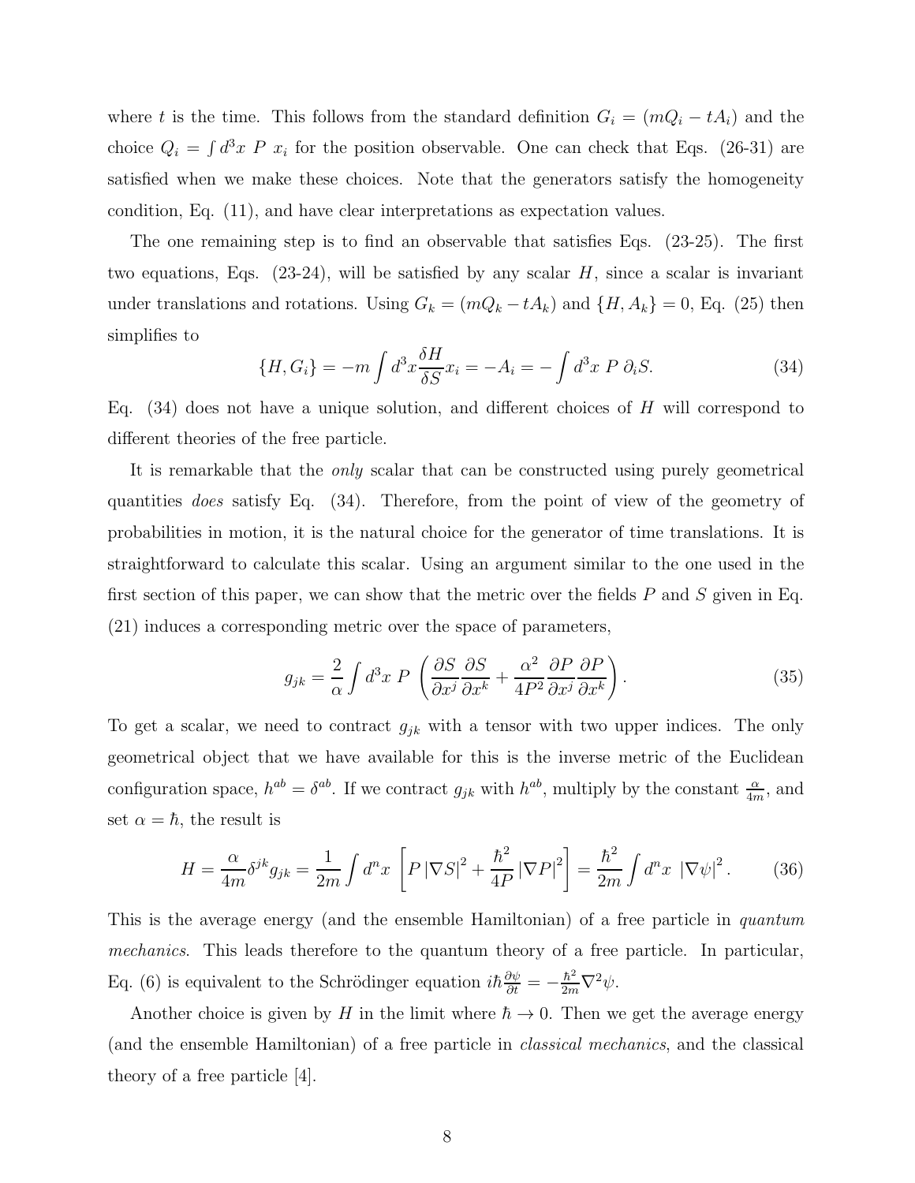where $t$ is the time. This follows from the standard definition $G_i = (mQ_i - tA_i)$ and the choice $Q_i = \int d^3x \; P \; x_i$ for the position observable. One can check that Eqs. (26-31) are satisfied when we make these choices. Note that the generators satisfy the homogeneity condition, Eq. (11), and have clear interpretations as expectation values.

The one remaining step is to find an observable that satisfies Eqs. (23-25). The first two equations, Eqs. (23-24), will be satisfied by any scalar $H$, since a scalar is invariant under translations and rotations. Using $G_k = (mQ_k - tA_k)$ and $\{H, A_k\} = 0$, Eq. (25) then simplifies to

$$\{H, G_i\} = -m \int d^3x \frac{\delta H}{\delta S} x_i = -A_i = -\int d^3x \; P \; \partial_i S. \tag{34}$$

Eq. (34) does not have a unique solution, and different choices of $H$ will correspond to different theories of the free particle.

It is remarkable that the *only* scalar that can be constructed using purely geometrical quantities *does* satisfy Eq. (34). Therefore, from the point of view of the geometry of probabilities in motion, it is the natural choice for the generator of time translations. It is straightforward to calculate this scalar. Using an argument similar to the one used in the first section of this paper, we can show that the metric over the fields $P$ and $S$ given in Eq. (21) induces a corresponding metric over the space of parameters,

$$g_{jk} = \frac{2}{\alpha} \int d^3x \; P \; \left( \frac{\partial S}{\partial x^j} \frac{\partial S}{\partial x^k} + \frac{\alpha^2}{4P^2} \frac{\partial P}{\partial x^j} \frac{\partial P}{\partial x^k} \right). \tag{35}$$

To get a scalar, we need to contract $g_{jk}$ with a tensor with two upper indices. The only geometrical object that we have available for this is the inverse metric of the Euclidean configuration space, $h^{ab} = \delta^{ab}$. If we contract $g_{jk}$ with $h^{ab}$, multiply by the constant $\frac{\alpha}{4m}$, and set $\alpha = \hbar$, the result is

$$H = \frac{\alpha}{4m} \delta^{jk} g_{jk} = \frac{1}{2m} \int d^n x \; \left[ P \left| \nabla S \right|^2 + \frac{\hbar^2}{4P} \left| \nabla P \right|^2 \right] = \frac{\hbar^2}{2m} \int d^n x \; \left| \nabla \psi \right|^2. \tag{36}$$

This is the average energy (and the ensemble Hamiltonian) of a free particle in *quantum mechanics*. This leads therefore to the quantum theory of a free particle. In particular, Eq. (6) is equivalent to the Schrödinger equation $i\hbar \frac{\partial \psi}{\partial t} = -\frac{\hbar^2}{2m} \nabla^2 \psi$.

Another choice is given by $H$ in the limit where $\hbar \to 0$. Then we get the average energy (and the ensemble Hamiltonian) of a free particle in *classical mechanics*, and the classical theory of a free particle [4].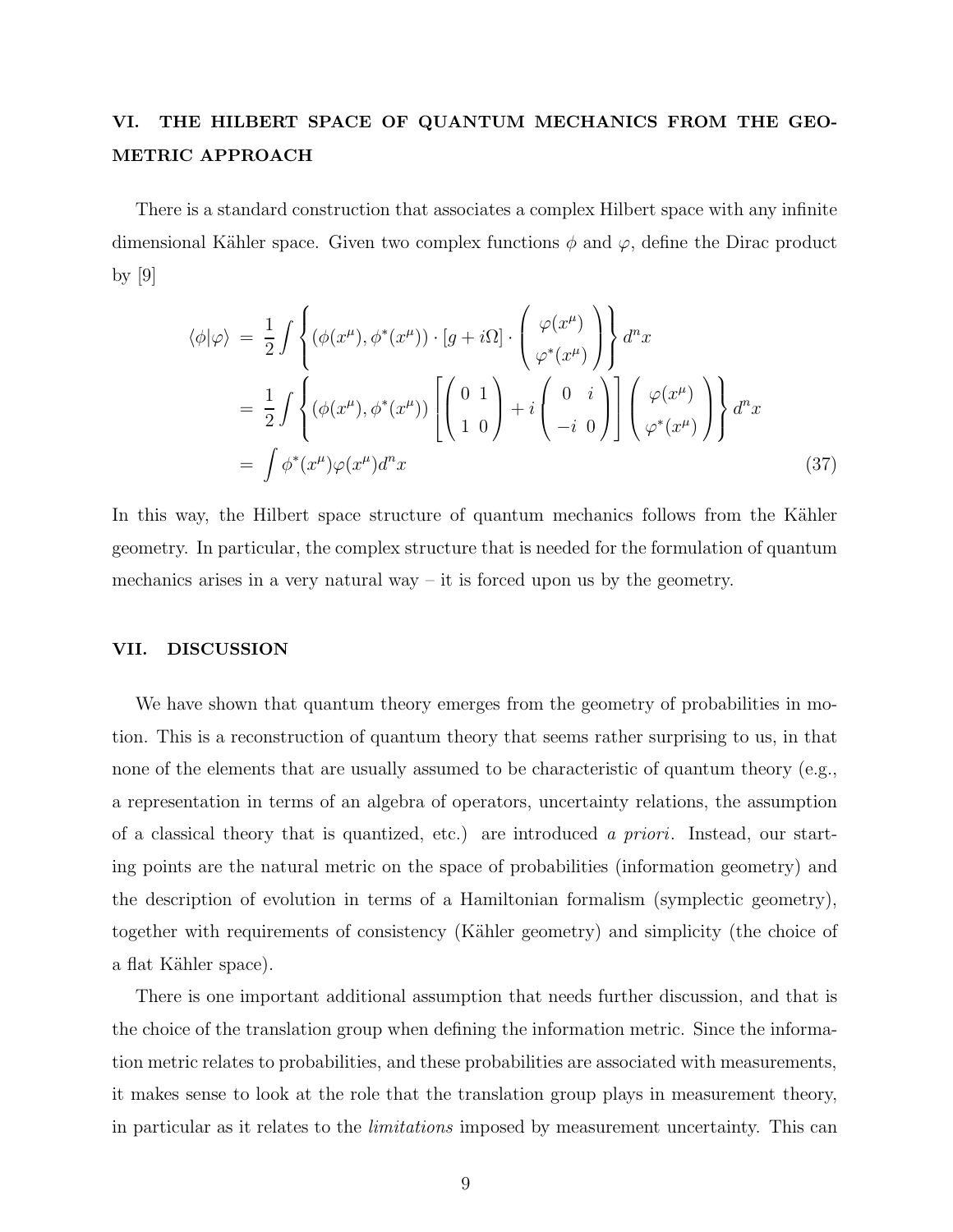## VI. THE HILBERT SPACE OF QUANTUM MECHANICS FROM THE GEOMETRIC APPROACH

There is a standard construction that associates a complex Hilbert space with any infinite dimensional Kähler space. Given two complex functions $\phi$ and $\varphi$, define the Dirac product by [9]

$$
\begin{aligned}
\langle\phi|\varphi\rangle &= \frac{1}{2}\int\left\{(\phi(x^\mu),\phi^*(x^\mu))\cdot[g+i\Omega]\cdot\begin{pmatrix}\varphi(x^\mu)\\ \varphi^*(x^\mu)\end{pmatrix}\right\}d^nx \\
&= \frac{1}{2}\int\left\{(\phi(x^\mu),\phi^*(x^\mu))\left[\begin{pmatrix}0 & 1\\ 1 & 0\end{pmatrix}+i\begin{pmatrix}0 & i\\ -i & 0\end{pmatrix}\right]\begin{pmatrix}\varphi(x^\mu)\\ \varphi^*(x^\mu)\end{pmatrix}\right\}d^nx \\
&= \int\phi^*(x^\mu)\varphi(x^\mu)d^nx
\end{aligned}
\tag{37}
$$

In this way, the Hilbert space structure of quantum mechanics follows from the Kähler geometry. In particular, the complex structure that is needed for the formulation of quantum mechanics arises in a very natural way – it is forced upon us by the geometry.

## VII. DISCUSSION

We have shown that quantum theory emerges from the geometry of probabilities in motion. This is a reconstruction of quantum theory that seems rather surprising to us, in that none of the elements that are usually assumed to be characteristic of quantum theory (e.g., a representation in terms of an algebra of operators, uncertainty relations, the assumption of a classical theory that is quantized, etc.) are introduced *a priori*. Instead, our starting points are the natural metric on the space of probabilities (information geometry) and the description of evolution in terms of a Hamiltonian formalism (symplectic geometry), together with requirements of consistency (Kähler geometry) and simplicity (the choice of a flat Kähler space).

There is one important additional assumption that needs further discussion, and that is the choice of the translation group when defining the information metric. Since the information metric relates to probabilities, and these probabilities are associated with measurements, it makes sense to look at the role that the translation group plays in measurement theory, in particular as it relates to the *limitations* imposed by measurement uncertainty. This can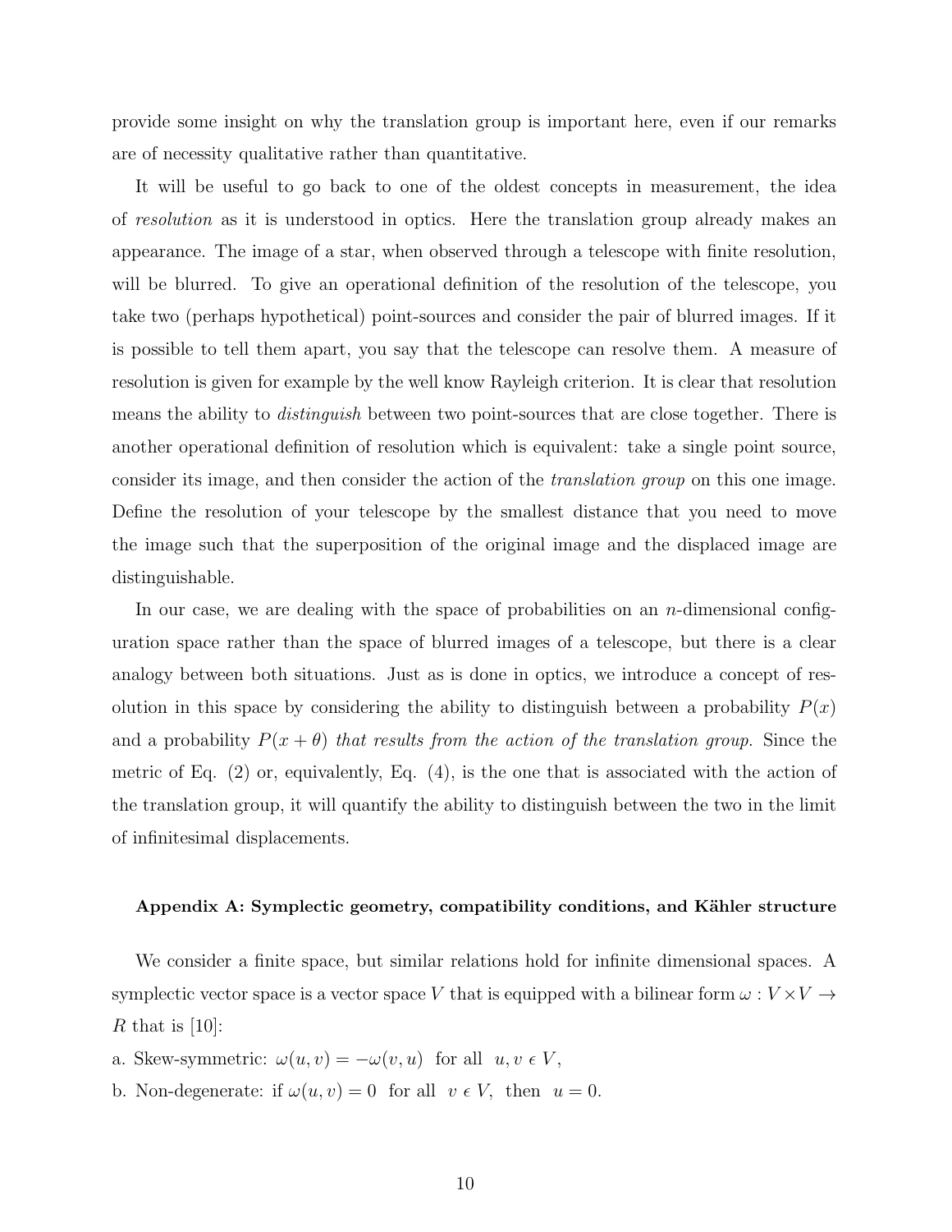provide some insight on why the translation group is important here, even if our remarks are of necessity qualitative rather than quantitative.

It will be useful to go back to one of the oldest concepts in measurement, the idea of *resolution* as it is understood in optics. Here the translation group already makes an appearance. The image of a star, when observed through a telescope with finite resolution, will be blurred. To give an operational definition of the resolution of the telescope, you take two (perhaps hypothetical) point-sources and consider the pair of blurred images. If it is possible to tell them apart, you say that the telescope can resolve them. A measure of resolution is given for example by the well know Rayleigh criterion. It is clear that resolution means the ability to *distinguish* between two point-sources that are close together. There is another operational definition of resolution which is equivalent: take a single point source, consider its image, and then consider the action of the *translation group* on this one image. Define the resolution of your telescope by the smallest distance that you need to move the image such that the superposition of the original image and the displaced image are distinguishable.

In our case, we are dealing with the space of probabilities on an $n$-dimensional configuration space rather than the space of blurred images of a telescope, but there is a clear analogy between both situations. Just as is done in optics, we introduce a concept of resolution in this space by considering the ability to distinguish between a probability $P(x)$ and a probability $P(x+\theta)$ *that results from the action of the translation group*. Since the metric of Eq. (2) or, equivalently, Eq. (4), is the one that is associated with the action of the translation group, it will quantify the ability to distinguish between the two in the limit of infinitesimal displacements.

#### Appendix A: Symplectic geometry, compatibility conditions, and Kähler structure

We consider a finite space, but similar relations hold for infinite dimensional spaces. A symplectic vector space is a vector space $V$ that is equipped with a bilinear form $\omega : V \times V \to R$ that is [10]:

a. Skew-symmetric: $\omega(u,v) = -\omega(v,u)$ for all $u, v \,\epsilon\, V$,

b. Non-degenerate: if $\omega(u,v) = 0$ for all $v \,\epsilon\, V$, then $u = 0$.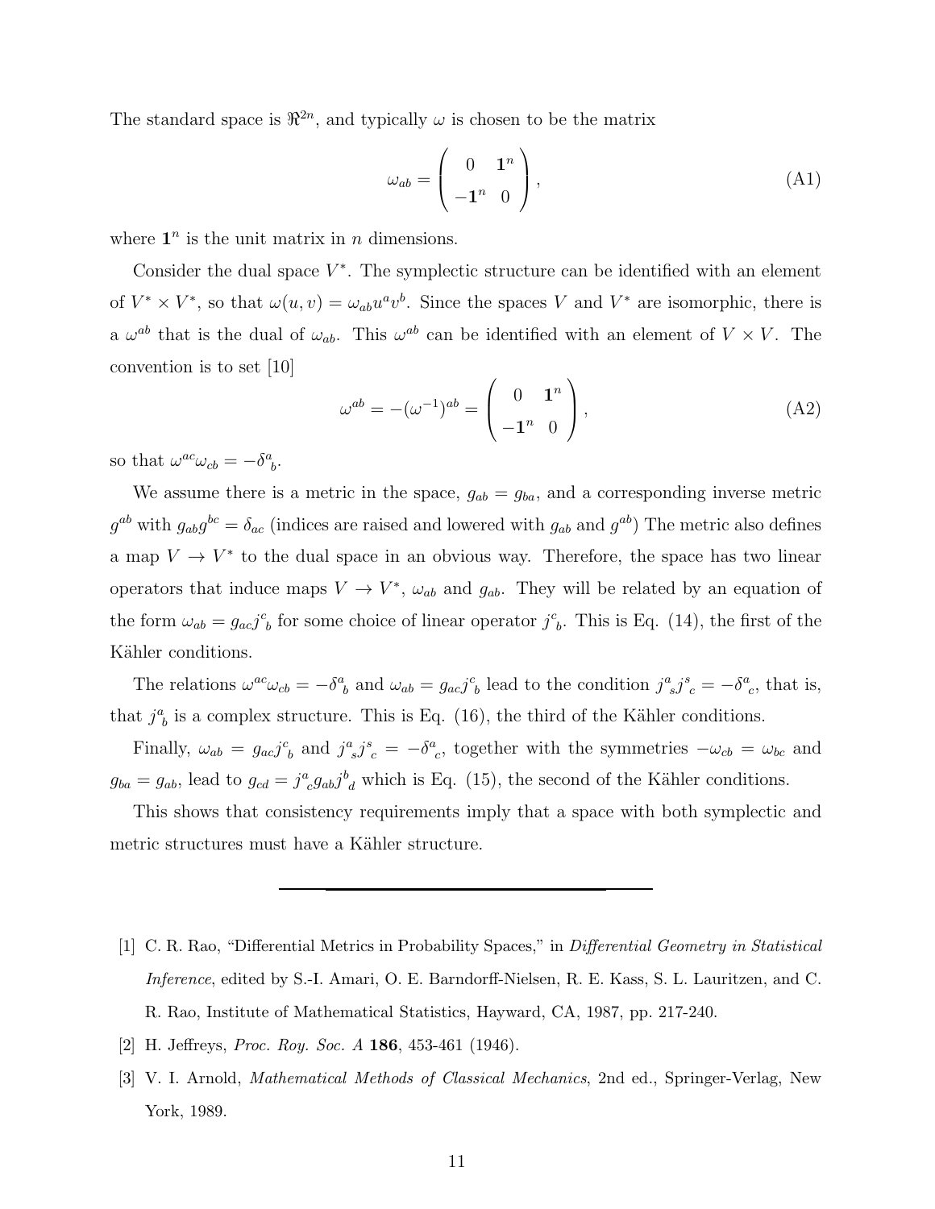The standard space is $\Re^{2n}$, and typically $\omega$ is chosen to be the matrix

$$\omega_{ab} = \begin{pmatrix} 0 & \mathbf{1}^n \\ -\mathbf{1}^n & 0 \end{pmatrix}, \tag{A1}$$

where $\mathbf{1}^n$ is the unit matrix in $n$ dimensions.

Consider the dual space $V^*$. The symplectic structure can be identified with an element of $V^* \times V^*$, so that $\omega(u, v) = \omega_{ab} u^a v^b$. Since the spaces $V$ and $V^*$ are isomorphic, there is a $\omega^{ab}$ that is the dual of $\omega_{ab}$. This $\omega^{ab}$ can be identified with an element of $V \times V$. The convention is to set [10]

$$\omega^{ab} = -(\omega^{-1})^{ab} = \begin{pmatrix} 0 & \mathbf{1}^n \\ -\mathbf{1}^n & 0 \end{pmatrix}, \tag{A2}$$

so that $\omega^{ac}\omega_{cb} = -\delta^a{}_b$.

We assume there is a metric in the space, $g_{ab} = g_{ba}$, and a corresponding inverse metric $g^{ab}$ with $g_{ab}g^{bc} = \delta_{ac}$ (indices are raised and lowered with $g_{ab}$ and $g^{ab}$) The metric also defines a map $V \to V^*$ to the dual space in an obvious way. Therefore, the space has two linear operators that induce maps $V \to V^*$, $\omega_{ab}$ and $g_{ab}$. They will be related by an equation of the form $\omega_{ab} = g_{ac} j^c{}_b$ for some choice of linear operator $j^c{}_b$. This is Eq. (14), the first of the Kähler conditions.

The relations $\omega^{ac}\omega_{cb} = -\delta^a{}_b$ and $\omega_{ab} = g_{ac} j^c{}_b$ lead to the condition $j^a{}_s j^s{}_c = -\delta^a{}_c$, that is, that $j^a{}_b$ is a complex structure. This is Eq. (16), the third of the Kähler conditions.

Finally, $\omega_{ab} = g_{ac} j^c{}_b$ and $j^a{}_s j^s{}_c = -\delta^a{}_c$, together with the symmetries $-\omega_{cb} = \omega_{bc}$ and $g_{ba} = g_{ab}$, lead to $g_{cd} = j^a{}_c g_{ab} j^b{}_d$ which is Eq. (15), the second of the Kähler conditions.

This shows that consistency requirements imply that a space with both symplectic and metric structures must have a Kähler structure.

---

[1] C. R. Rao, "Differential Metrics in Probability Spaces," in *Differential Geometry in Statistical Inference*, edited by S.-I. Amari, O. E. Barndorff-Nielsen, R. E. Kass, S. L. Lauritzen, and C. R. Rao, Institute of Mathematical Statistics, Hayward, CA, 1987, pp. 217-240.

[2] H. Jeffreys, *Proc. Roy. Soc. A* **186**, 453-461 (1946).

[3] V. I. Arnold, *Mathematical Methods of Classical Mechanics*, 2nd ed., Springer-Verlag, New York, 1989.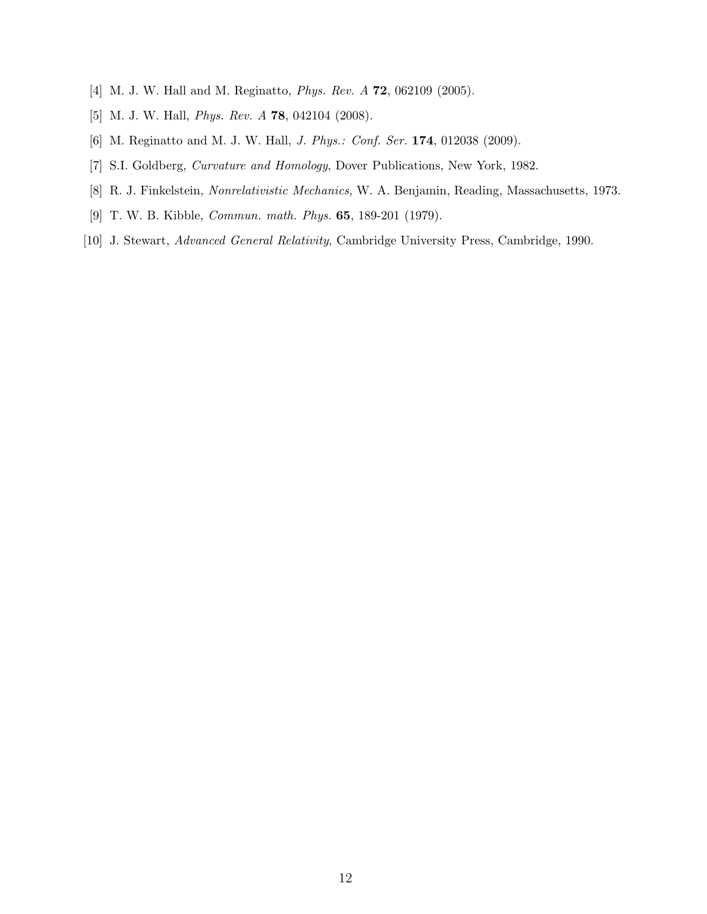[4] M. J. W. Hall and M. Reginatto, *Phys. Rev. A* **72**, 062109 (2005).

[5] M. J. W. Hall, *Phys. Rev. A* **78**, 042104 (2008).

[6] M. Reginatto and M. J. W. Hall, *J. Phys.: Conf. Ser.* **174**, 012038 (2009).

[7] S.I. Goldberg, *Curvature and Homology*, Dover Publications, New York, 1982.

[8] R. J. Finkelstein, *Nonrelativistic Mechanics*, W. A. Benjamin, Reading, Massachusetts, 1973.

[9] T. W. B. Kibble, *Commun. math. Phys.* **65**, 189-201 (1979).

[10] J. Stewart, *Advanced General Relativity*, Cambridge University Press, Cambridge, 1990.